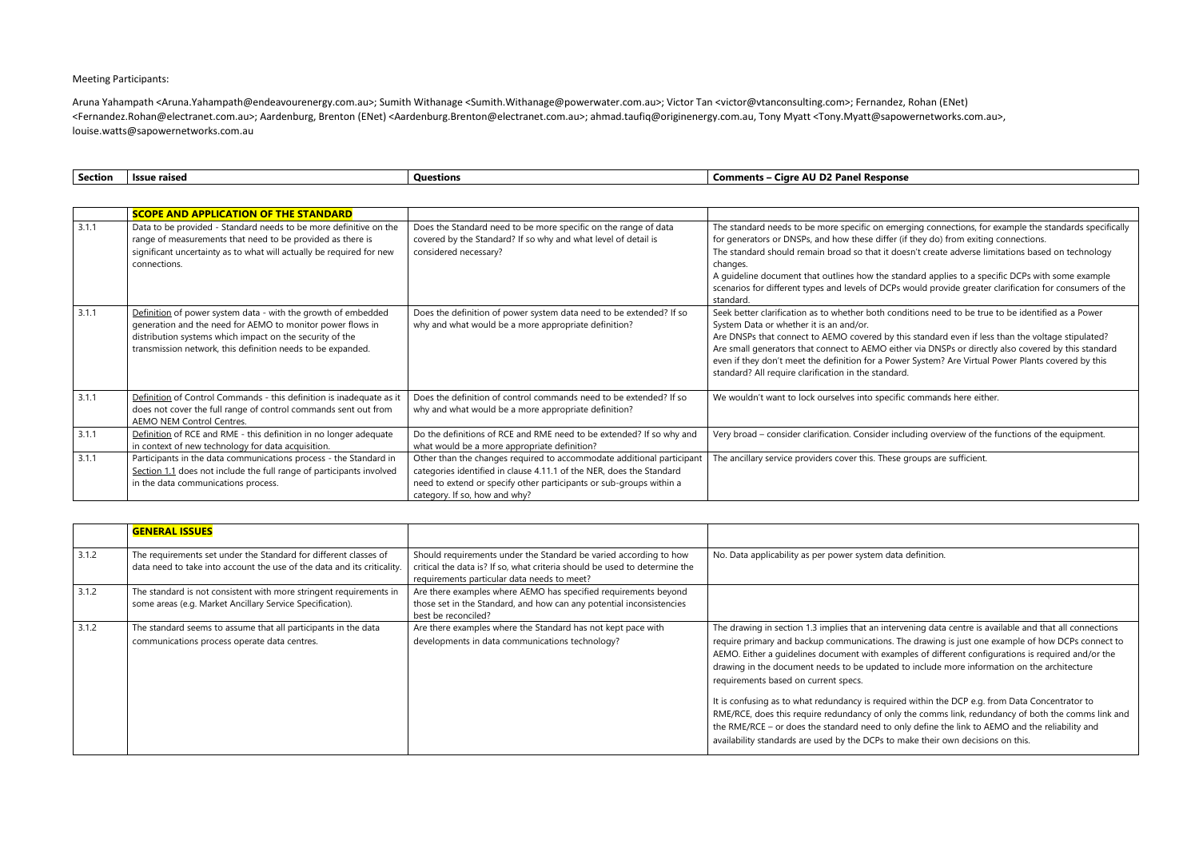Meeting Participants:

Aruna Yahampath <Aruna.Yahampath@endeavourenergy.com.au>; Sumith Withanage <Sumith.Withanage@powerwater.com.au>; Victor Tan <victor@vtanconsulting.com>; Fernandez, Rohan (ENet) <Fernandez.Rohan@electranet.com.au>; Aardenburg, Brenton (ENet) <Aardenburg.Brenton@electranet.com.au>; ahmad.taufiq@originenergy.com.au, Tony Myatt <Tony.Myatt@sapowernetworks.com.au>, louise.watts@sapowernetworks.com.au

| Section | Issue raised | Questions | Comments – Cigre AU D2 Panel Response |
|---|---|---|---|
| | **SCOPE AND APPLICATION OF THE STANDARD** | | |
| 3.1.1 | Data to be provided - Standard needs to be more definitive on the range of measurements that need to be provided as there is significant uncertainty as to what will actually be required for new connections. | Does the Standard need to be more specific on the range of data covered by the Standard? If so why and what level of detail is considered necessary? | The standard needs to be more specific on emerging connections, for example the standards specifically for generators or DNSPs, and how these differ (if they do) from exiting connections.<br>The standard should remain broad so that it doesn't create adverse limitations based on technology changes.<br>A guideline document that outlines how the standard applies to a specific DCPs with some example scenarios for different types and levels of DCPs would provide greater clarification for consumers of the standard. |
| 3.1.1 | Definition of power system data - with the growth of embedded generation and the need for AEMO to monitor power flows in distribution systems which impact on the security of the transmission network, this definition needs to be expanded. | Does the definition of power system data need to be extended? If so why and what would be a more appropriate definition? | Seek better clarification as to whether both conditions need to be true to be identified as a Power System Data or whether it is an and/or.<br>Are DNSPs that connect to AEMO covered by this standard even if less than the voltage stipulated? Are small generators that connect to AEMO either via DNSPs or directly also covered by this standard even if they don't meet the definition for a Power System? Are Virtual Power Plants covered by this standard? All require clarification in the standard. |
| 3.1.1 | Definition of Control Commands - this definition is inadequate as it does not cover the full range of control commands sent out from AEMO NEM Control Centres. | Does the definition of control commands need to be extended? If so why and what would be a more appropriate definition? | We wouldn't want to lock ourselves into specific commands here either. |
| 3.1.1 | Definition of RCE and RME - this definition in no longer adequate in context of new technology for data acquisition. | Do the definitions of RCE and RME need to be extended? If so why and what would be a more appropriate definition? | Very broad – consider clarification. Consider including overview of the functions of the equipment. |
| 3.1.1 | Participants in the data communications process - the Standard in Section 1.1 does not include the full range of participants involved in the data communications process. | Other than the changes required to accommodate additional participant categories identified in clause 4.11.1 of the NER, does the Standard need to extend or specify other participants or sub-groups within a category. If so, how and why? | The ancillary service providers cover this. These groups are sufficient. |

| | **GENERAL ISSUES** | | |
|---|---|---|---|
| 3.1.2 | The requirements set under the Standard for different classes of data need to take into account the use of the data and its criticality. | Should requirements under the Standard be varied according to how critical the data is? If so, what criteria should be used to determine the requirements particular data needs to meet? | No. Data applicability as per power system data definition. |
| 3.1.2 | The standard is not consistent with more stringent requirements in some areas (e.g. Market Ancillary Service Specification). | Are there examples where AEMO has specified requirements beyond those set in the Standard, and how can any potential inconsistencies best be reconciled? | |
| 3.1.2 | The standard seems to assume that all participants in the data communications process operate data centres. | Are there examples where the Standard has not kept pace with developments in data communications technology? | The drawing in section 1.3 implies that an intervening data centre is available and that all connections require primary and backup communications. The drawing is just one example of how DCPs connect to AEMO. Either a guidelines document with examples of different configurations is required and/or the drawing in the document needs to be updated to include more information on the architecture requirements based on current specs.<br><br>It is confusing as to what redundancy is required within the DCP e.g. from Data Concentrator to RME/RCE, does this require redundancy of only the comms link, redundancy of both the comms link and the RME/RCE – or does the standard need to only define the link to AEMO and the reliability and availability standards are used by the DCPs to make their own decisions on this. |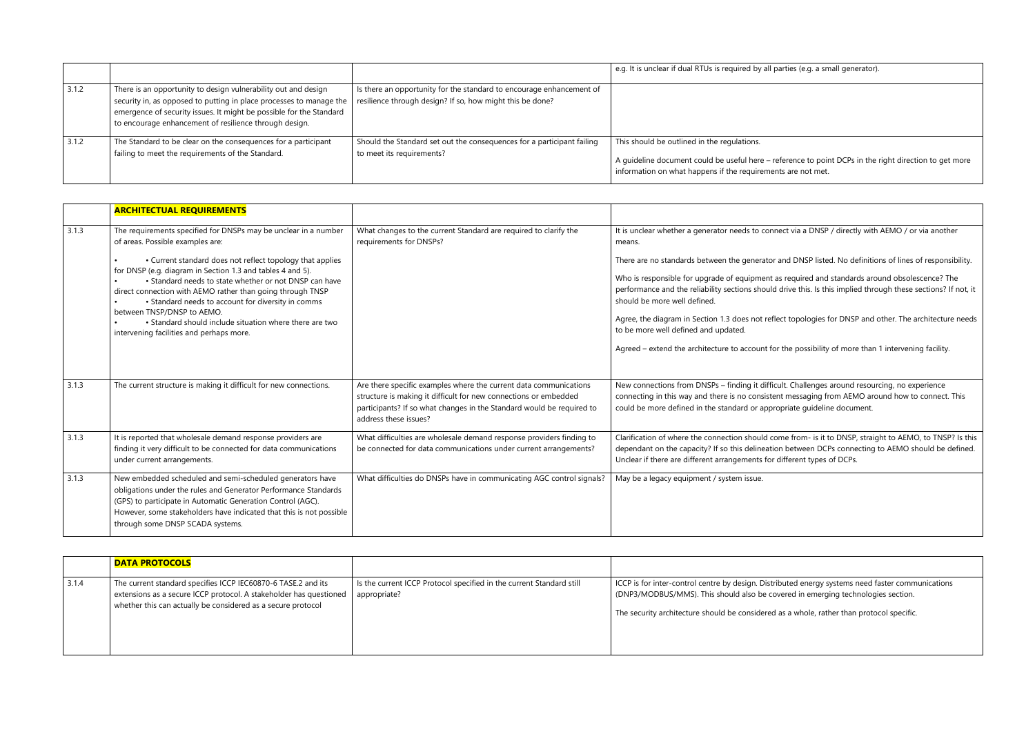| | | | |
|---|---|---|---|
| | | | e.g. It is unclear if dual RTUs is required by all parties (e.g. a small generator). |
| 3.1.2 | There is an opportunity to design vulnerability out and design security in, as opposed to putting in place processes to manage the emergence of security issues. It might be possible for the Standard to encourage enhancement of resilience through design. | Is there an opportunity for the standard to encourage enhancement of resilience through design? If so, how might this be done? | |
| 3.1.2 | The Standard to be clear on the consequences for a participant failing to meet the requirements of the Standard. | Should the Standard set out the consequences for a participant failing to meet its requirements? | This should be outlined in the regulations.<br><br>A guideline document could be useful here – reference to point DCPs in the right direction to get more information on what happens if the requirements are not met. |

| | **ARCHITECTUAL REQUIREMENTS** | | |
|---|---|---|---|
| 3.1.3 | The requirements specified for DNSPs may be unclear in a number of areas. Possible examples are:<br><br>• Current standard does not reflect topology that applies for DNSP (e.g. diagram in Section 1.3 and tables 4 and 5).<br>• Standard needs to state whether or not DNSP can have direct connection with AEMO rather than going through TNSP<br>• Standard needs to account for diversity in comms between TNSP/DNSP to AEMO.<br>• Standard should include situation where there are two intervening facilities and perhaps more. | What changes to the current Standard are required to clarify the requirements for DNSPs? | It is unclear whether a generator needs to connect via a DNSP / directly with AEMO / or via another means.<br><br>There are no standards between the generator and DNSP listed. No definitions of lines of responsibility.<br><br>Who is responsible for upgrade of equipment as required and standards around obsolescence? The performance and the reliability sections should drive this. Is this implied through these sections? If not, it should be more well defined.<br><br>Agree, the diagram in Section 1.3 does not reflect topologies for DNSP and other. The architecture needs to be more well defined and updated.<br><br>Agreed – extend the architecture to account for the possibility of more than 1 intervening facility. |
| 3.1.3 | The current structure is making it difficult for new connections. | Are there specific examples where the current data communications structure is making it difficult for new connections or embedded participants? If so what changes in the Standard would be required to address these issues? | New connections from DNSPs – finding it difficult. Challenges around resourcing, no experience connecting in this way and there is no consistent messaging from AEMO around how to connect. This could be more defined in the standard or appropriate guideline document. |
| 3.1.3 | It is reported that wholesale demand response providers are finding it very difficult to be connected for data communications under current arrangements. | What difficulties are wholesale demand response providers finding to be connected for data communications under current arrangements? | Clarification of where the connection should come from- is it to DNSP, straight to AEMO, to TNSP? Is this dependant on the capacity? If so this delineation between DCPs connecting to AEMO should be defined. Unclear if there are different arrangements for different types of DCPs. |
| 3.1.3 | New embedded scheduled and semi-scheduled generators have obligations under the rules and Generator Performance Standards (GPS) to participate in Automatic Generation Control (AGC). However, some stakeholders have indicated that this is not possible through some DNSP SCADA systems. | What difficulties do DNSPs have in communicating AGC control signals? | May be a legacy equipment / system issue. |

| | **DATA PROTOCOLS** | | |
|---|---|---|---|
| 3.1.4 | The current standard specifies ICCP IEC60870-6 TASE.2 and its extensions as a secure ICCP protocol. A stakeholder has questioned whether this can actually be considered as a secure protocol | Is the current ICCP Protocol specified in the current Standard still appropriate? | ICCP is for inter-control centre by design. Distributed energy systems need faster communications (DNP3/MODBUS/MMS). This should also be covered in emerging technologies section.<br><br>The security architecture should be considered as a whole, rather than protocol specific. |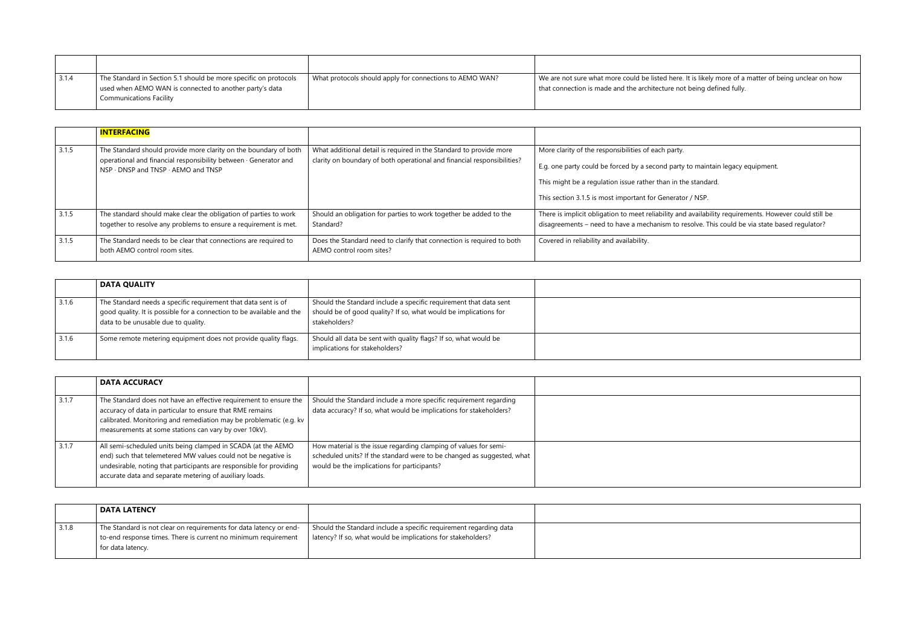| | | | |
|---|---|---|---|
| | | | |
| 3.1.4 | The Standard in Section 5.1 should be more specific on protocols used when AEMO WAN is connected to another party's data Communications Facility | What protocols should apply for connections to AEMO WAN? | We are not sure what more could be listed here. It is likely more of a matter of being unclear on how that connection is made and the architecture not being defined fully. |

| | **INTERFACING** | | |
|---|---|---|---|
| 3.1.5 | The Standard should provide more clarity on the boundary of both operational and financial responsibility between · Generator and NSP · DNSP and TNSP · AEMO and TNSP | What additional detail is required in the Standard to provide more clarity on boundary of both operational and financial responsibilities? | More clarity of the responsibilities of each party.<br><br>E.g. one party could be forced by a second party to maintain legacy equipment.<br><br>This might be a regulation issue rather than in the standard.<br><br>This section 3.1.5 is most important for Generator / NSP. |
| 3.1.5 | The standard should make clear the obligation of parties to work together to resolve any problems to ensure a requirement is met. | Should an obligation for parties to work together be added to the Standard? | There is implicit obligation to meet reliability and availability requirements. However could still be disagreements – need to have a mechanism to resolve. This could be via state based regulator? |
| 3.1.5 | The Standard needs to be clear that connections are required to both AEMO control room sites. | Does the Standard need to clarify that connection is required to both AEMO control room sites? | Covered in reliability and availability. |

| | **DATA QUALITY** | | |
|---|---|---|---|
| 3.1.6 | The Standard needs a specific requirement that data sent is of good quality. It is possible for a connection to be available and the data to be unusable due to quality. | Should the Standard include a specific requirement that data sent should be of good quality? If so, what would be implications for stakeholders? | |
| 3.1.6 | Some remote metering equipment does not provide quality flags. | Should all data be sent with quality flags? If so, what would be implications for stakeholders? | |

| | **DATA ACCURACY** | | |
|---|---|---|---|
| 3.1.7 | The Standard does not have an effective requirement to ensure the accuracy of data in particular to ensure that RME remains calibrated. Monitoring and remediation may be problematic (e.g. kv measurements at some stations can vary by over 10kV). | Should the Standard include a more specific requirement regarding data accuracy? If so, what would be implications for stakeholders? | |
| 3.1.7 | All semi-scheduled units being clamped in SCADA (at the AEMO end) such that telemetered MW values could not be negative is undesirable, noting that participants are responsible for providing accurate data and separate metering of auxiliary loads. | How material is the issue regarding clamping of values for semi-scheduled units? If the standard were to be changed as suggested, what would be the implications for participants? | |

| | **DATA LATENCY** | | |
|---|---|---|---|
| 3.1.8 | The Standard is not clear on requirements for data latency or end-to-end response times. There is current no minimum requirement for data latency. | Should the Standard include a specific requirement regarding data latency? If so, what would be implications for stakeholders? | |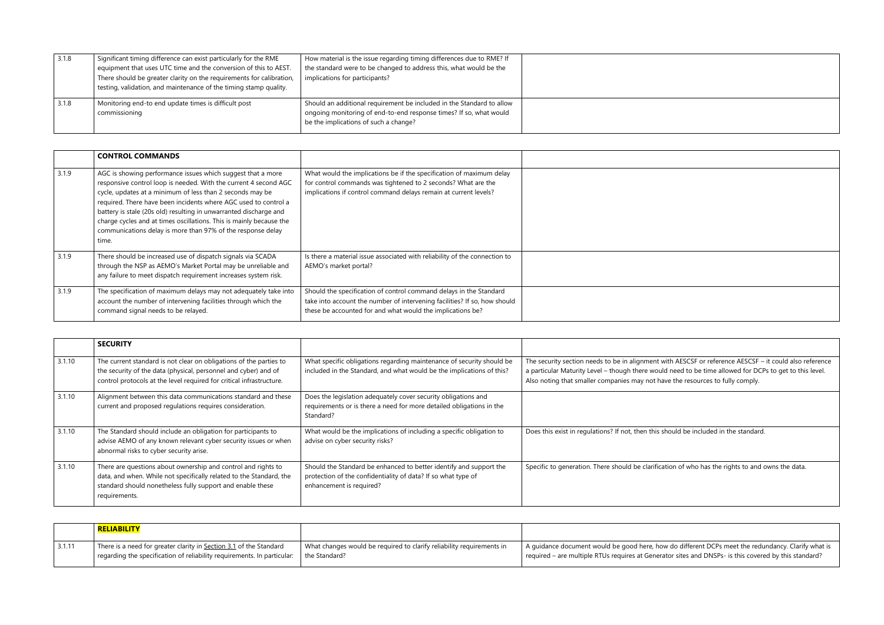| | | | |
|---|---|---|---|
| 3.1.8 | Significant timing difference can exist particularly for the RME equipment that uses UTC time and the conversion of this to AEST. There should be greater clarity on the requirements for calibration, testing, validation, and maintenance of the timing stamp quality. | How material is the issue regarding timing differences due to RME? If the standard were to be changed to address this, what would be the implications for participants? | |
| 3.1.8 | Monitoring end-to end update times is difficult post commissioning | Should an additional requirement be included in the Standard to allow ongoing monitoring of end-to-end response times? If so, what would be the implications of such a change? | |

| | **CONTROL COMMANDS** | | |
|---|---|---|---|
| 3.1.9 | AGC is showing performance issues which suggest that a more responsive control loop is needed. With the current 4 second AGC cycle, updates at a minimum of less than 2 seconds may be required. There have been incidents where AGC used to control a battery is stale (20s old) resulting in unwarranted discharge and charge cycles and at times oscillations. This is mainly because the communications delay is more than 97% of the response delay time. | What would the implications be if the specification of maximum delay for control commands was tightened to 2 seconds? What are the implications if control command delays remain at current levels? | |
| 3.1.9 | There should be increased use of dispatch signals via SCADA through the NSP as AEMO's Market Portal may be unreliable and any failure to meet dispatch requirement increases system risk. | Is there a material issue associated with reliability of the connection to AEMO's market portal? | |
| 3.1.9 | The specification of maximum delays may not adequately take into account the number of intervening facilities through which the command signal needs to be relayed. | Should the specification of control command delays in the Standard take into account the number of intervening facilities? If so, how should these be accounted for and what would the implications be? | |

| | **SECURITY** | | |
|---|---|---|---|
| 3.1.10 | The current standard is not clear on obligations of the parties to the security of the data (physical, personnel and cyber) and of control protocols at the level required for critical infrastructure. | What specific obligations regarding maintenance of security should be included in the Standard, and what would be the implications of this? | The security section needs to be in alignment with AESCSF or reference AESCSF – it could also reference a particular Maturity Level – though there would need to be time allowed for DCPs to get to this level. Also noting that smaller companies may not have the resources to fully comply. |
| 3.1.10 | Alignment between this data communications standard and these current and proposed regulations requires consideration. | Does the legislation adequately cover security obligations and requirements or is there a need for more detailed obligations in the Standard? | |
| 3.1.10 | The Standard should include an obligation for participants to advise AEMO of any known relevant cyber security issues or when abnormal risks to cyber security arise. | What would be the implications of including a specific obligation to advise on cyber security risks? | Does this exist in regulations? If not, then this should be included in the standard. |
| 3.1.10 | There are questions about ownership and control and rights to data, and when. While not specifically related to the Standard, the standard should nonetheless fully support and enable these requirements. | Should the Standard be enhanced to better identify and support the protection of the confidentiality of data? If so what type of enhancement is required? | Specific to generation. There should be clarification of who has the rights to and owns the data. |

| | **RELIABILITY** | | |
|---|---|---|---|
| 3.1.11 | There is a need for greater clarity in Section 3.1 of the Standard regarding the specification of reliability requirements. In particular: | What changes would be required to clarify reliability requirements in the Standard? | A guidance document would be good here, how do different DCPs meet the redundancy. Clarify what is required – are multiple RTUs requires at Generator sites and DNSPs- is this covered by this standard? |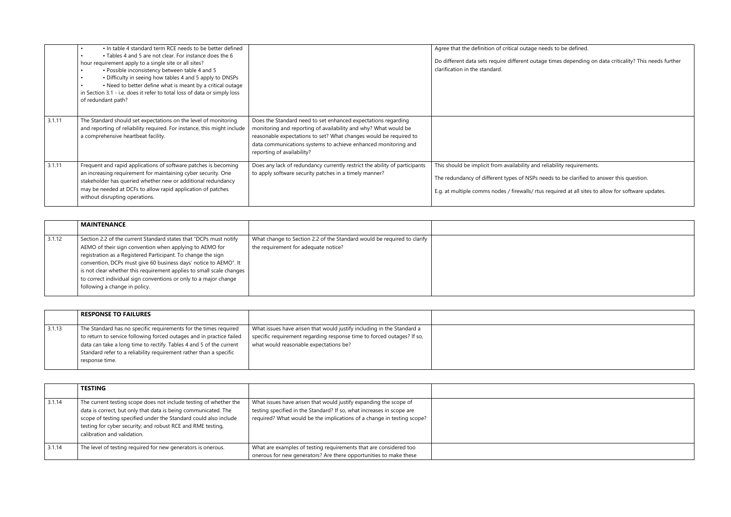| | | | |
|---|---|---|---|
| | • In table 4 standard term RCE needs to be better defined<br>• Tables 4 and 5 are not clear. For instance does the 6 hour requirement apply to a single site or all sites?<br>• Possible inconsistency between table 4 and 5<br>• Difficulty in seeing how tables 4 and 5 apply to DNSPs<br>• Need to better define what is meant by a critical outage in Section 3.1 - i.e. does it refer to total loss of data or simply loss of redundant path? | | Agree that the definition of critical outage needs to be defined.<br><br>Do different data sets require different outage times depending on data criticality? This needs further clarification in the standard. |
| 3.1.11 | The Standard should set expectations on the level of monitoring and reporting of reliability required. For instance, this might include a comprehensive heartbeat facility. | Does the Standard need to set enhanced expectations regarding monitoring and reporting of availability and why? What would be reasonable expectations to set? What changes would be required to data communications systems to achieve enhanced monitoring and reporting of availability? | |
| 3.1.11 | Frequent and rapid applications of software patches is becoming an increasing requirement for maintaining cyber security. One stakeholder has queried whether new or additional redundancy may be needed at DCFs to allow rapid application of patches without disrupting operations. | Does any lack of redundancy currently restrict the ability of participants to apply software security patches in a timely manner? | This should be implicit from availability and reliability requirements.<br><br>The redundancy of different types of NSPs needs to be clarified to answer this question.<br><br>E.g. at multiple comms nodes / firewalls/ rtus required at all sites to allow for software updates. |

| | **MAINTENANCE** | | |
|---|---|---|---|
| 3.1.12 | Section 2.2 of the current Standard states that "DCPs must notify AEMO of their sign convention when applying to AEMO for registration as a Registered Participant. To change the sign convention, DCPs must give 60 business days' notice to AEMO". It is not clear whether this requirement applies to small scale changes to correct individual sign conventions or only to a major change following a change in policy. | What change to Section 2.2 of the Standard would be required to clarify the requirement for adequate notice? | |

| | **RESPONSE TO FAILURES** | | |
|---|---|---|---|
| 3.1.13 | The Standard has no specific requirements for the times required to return to service following forced outages and in practice failed data can take a long time to rectify. Tables 4 and 5 of the current Standard refer to a reliability requirement rather than a specific response time. | What issues have arisen that would justify including in the Standard a specific requirement regarding response time to forced outages? If so, what would reasonable expectations be? | |

| | **TESTING** | | |
|---|---|---|---|
| 3.1.14 | The current testing scope does not include testing of whether the data is correct, but only that data is being communicated. The scope of testing specified under the Standard could also include testing for cyber security; and robust RCE and RME testing, calibration and validation. | What issues have arisen that would justify expanding the scope of testing specified in the Standard? If so, what increases in scope are required? What would be the implications of a change in testing scope? | |
| 3.1.14 | The level of testing required for new generators is onerous. | What are examples of testing requirements that are considered too onerous for new generators? Are there opportunities to make these | |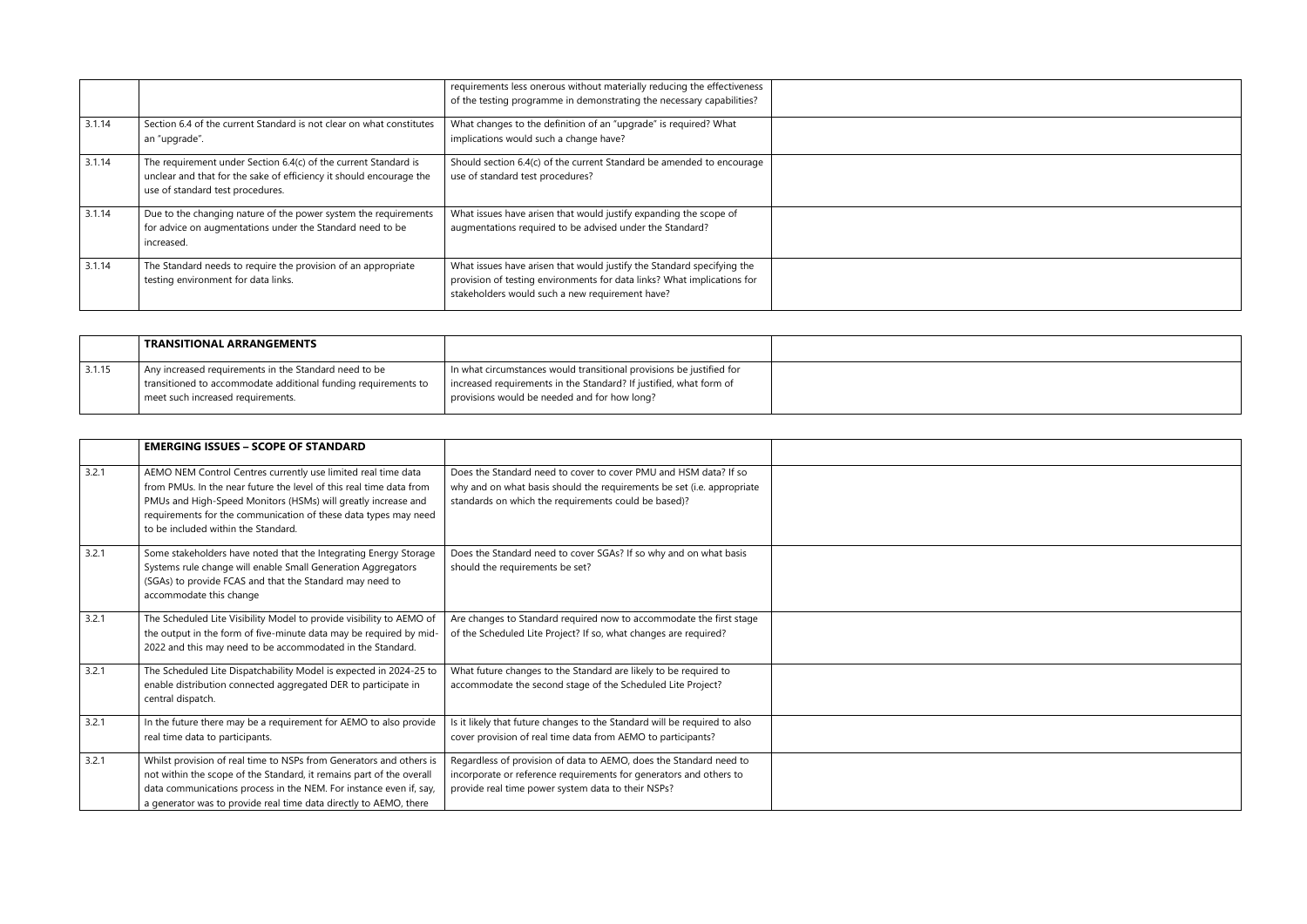| | | | |
|---|---|---|---|
| | | requirements less onerous without materially reducing the effectiveness of the testing programme in demonstrating the necessary capabilities? | |
| 3.1.14 | Section 6.4 of the current Standard is not clear on what constitutes an "upgrade". | What changes to the definition of an "upgrade" is required? What implications would such a change have? | |
| 3.1.14 | The requirement under Section 6.4(c) of the current Standard is unclear and that for the sake of efficiency it should encourage the use of standard test procedures. | Should section 6.4(c) of the current Standard be amended to encourage use of standard test procedures? | |
| 3.1.14 | Due to the changing nature of the power system the requirements for advice on augmentations under the Standard need to be increased. | What issues have arisen that would justify expanding the scope of augmentations required to be advised under the Standard? | |
| 3.1.14 | The Standard needs to require the provision of an appropriate testing environment for data links. | What issues have arisen that would justify the Standard specifying the provision of testing environments for data links? What implications for stakeholders would such a new requirement have? | |

| | **TRANSITIONAL ARRANGEMENTS** | | |
|---|---|---|---|
| 3.1.15 | Any increased requirements in the Standard need to be transitioned to accommodate additional funding requirements to meet such increased requirements. | In what circumstances would transitional provisions be justified for increased requirements in the Standard? If justified, what form of provisions would be needed and for how long? | |

| | **EMERGING ISSUES – SCOPE OF STANDARD** | | |
|---|---|---|---|
| 3.2.1 | AEMO NEM Control Centres currently use limited real time data from PMUs. In the near future the level of this real time data from PMUs and High-Speed Monitors (HSMs) will greatly increase and requirements for the communication of these data types may need to be included within the Standard. | Does the Standard need to cover to cover PMU and HSM data? If so why and on what basis should the requirements be set (i.e. appropriate standards on which the requirements could be based)? | |
| 3.2.1 | Some stakeholders have noted that the Integrating Energy Storage Systems rule change will enable Small Generation Aggregators (SGAs) to provide FCAS and that the Standard may need to accommodate this change | Does the Standard need to cover SGAs? If so why and on what basis should the requirements be set? | |
| 3.2.1 | The Scheduled Lite Visibility Model to provide visibility to AEMO of the output in the form of five-minute data may be required by mid-2022 and this may need to be accommodated in the Standard. | Are changes to Standard required now to accommodate the first stage of the Scheduled Lite Project? If so, what changes are required? | |
| 3.2.1 | The Scheduled Lite Dispatchability Model is expected in 2024-25 to enable distribution connected aggregated DER to participate in central dispatch. | What future changes to the Standard are likely to be required to accommodate the second stage of the Scheduled Lite Project? | |
| 3.2.1 | In the future there may be a requirement for AEMO to also provide real time data to participants. | Is it likely that future changes to the Standard will be required to also cover provision of real time data from AEMO to participants? | |
| 3.2.1 | Whilst provision of real time to NSPs from Generators and others is not within the scope of the Standard, it remains part of the overall data communications process in the NEM. For instance even if, say, a generator was to provide real time data directly to AEMO, there | Regardless of provision of data to AEMO, does the Standard need to incorporate or reference requirements for generators and others to provide real time power system data to their NSPs? | |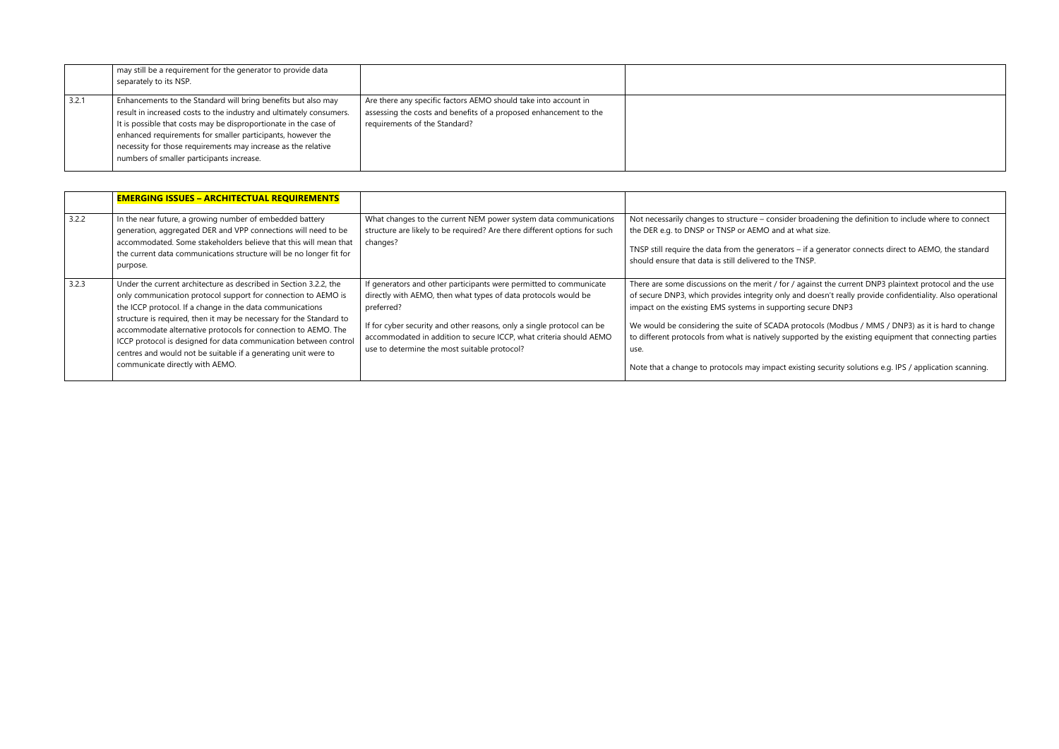| | | | |
|---|---|---|---|
| | may still be a requirement for the generator to provide data separately to its NSP. | | |
| 3.2.1 | Enhancements to the Standard will bring benefits but also may result in increased costs to the industry and ultimately consumers. It is possible that costs may be disproportionate in the case of enhanced requirements for smaller participants, however the necessity for those requirements may increase as the relative numbers of smaller participants increase. | Are there any specific factors AEMO should take into account in assessing the costs and benefits of a proposed enhancement to the requirements of the Standard? | |

| | | | |
|---|---|---|---|
| | **EMERGING ISSUES – ARCHITECTUAL REQUIREMENTS** | | |
| 3.2.2 | In the near future, a growing number of embedded battery generation, aggregated DER and VPP connections will need to be accommodated. Some stakeholders believe that this will mean that the current data communications structure will be no longer fit for purpose. | What changes to the current NEM power system data communications structure are likely to be required? Are there different options for such changes? | Not necessarily changes to structure – consider broadening the definition to include where to connect the DER e.g. to DNSP or TNSP or AEMO and at what size.<br><br>TNSP still require the data from the generators – if a generator connects direct to AEMO, the standard should ensure that data is still delivered to the TNSP. |
| 3.2.3 | Under the current architecture as described in Section 3.2.2, the only communication protocol support for connection to AEMO is the ICCP protocol. If a change in the data communications structure is required, then it may be necessary for the Standard to accommodate alternative protocols for connection to AEMO. The ICCP protocol is designed for data communication between control centres and would not be suitable if a generating unit were to communicate directly with AEMO. | If generators and other participants were permitted to communicate directly with AEMO, then what types of data protocols would be preferred?<br><br>If for cyber security and other reasons, only a single protocol can be accommodated in addition to secure ICCP, what criteria should AEMO use to determine the most suitable protocol? | There are some discussions on the merit / for / against the current DNP3 plaintext protocol and the use of secure DNP3, which provides integrity only and doesn't really provide confidentiality. Also operational impact on the existing EMS systems in supporting secure DNP3<br><br>We would be considering the suite of SCADA protocols (Modbus / MMS / DNP3) as it is hard to change to different protocols from what is natively supported by the existing equipment that connecting parties use.<br><br>Note that a change to protocols may impact existing security solutions e.g. IPS / application scanning. |